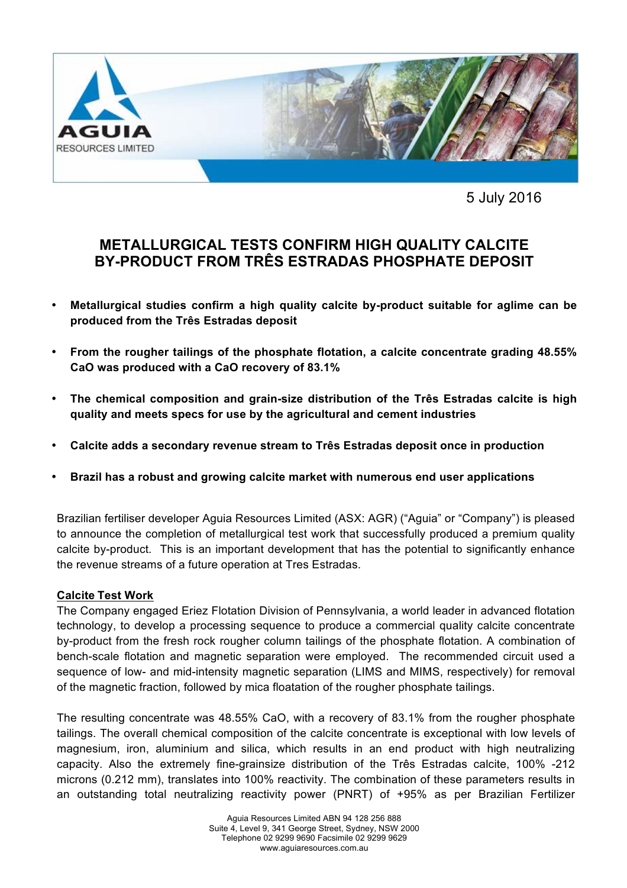5 July 2016

# METALLURGICAL TESTS CONFIRM HIGH QUALITY CALCITE BY-PRODUCT FROM TRÊS ESTRADAS PHOSPHATE DEPOSIT

- **Metallurgical studies confirm a high quality calcite by-product suitable for aglime can be produced from the Três Estradas deposit**
- **From the rougher tailings of the phosphate flotation, a calcite concentrate grading 48.55% CaO was produced with a CaO recovery of 83.1%**
- **The chemical composition and grain-size distribution of the Três Estradas calcite is high quality and meets specs for use by the agricultural and cement industries**
- **Calcite adds a secondary revenue stream to Três Estradas deposit once in production**
- **Brazil has a robust and growing calcite market with numerous end user applications**

Brazilian fertiliser developer Aguia Resources Limited (ASX: AGR) ("Aguia" or "Company") is pleased to announce the completion of metallurgical test work that successfully produced a premium quality calcite by-product. This is an important development that has the potential to significantly enhance the revenue streams of a future operation at Tres Estradas.

**Calcite Test Work**

The Company engaged Eriez Flotation Division of Pennsylvania, a world leader in advanced flotation technology, to develop a processing sequence to produce a commercial quality calcite concentrate by-product from the fresh rock rougher column tailings of the phosphate flotation. A combination of bench-scale flotation and magnetic separation were employed. The recommended circuit used a sequence of low- and mid-intensity magnetic separation (LIMS and MIMS, respectively) for removal of the magnetic fraction, followed by mica floatation of the rougher phosphate tailings.

The resulting concentrate was 48.55% CaO, with a recovery of 83.1% from the rougher phosphate tailings. The overall chemical composition of the calcite concentrate is exceptional with low levels of magnesium, iron, aluminium and silica, which results in an end product with high neutralizing capacity. Also the extremely fine-grainsize distribution of the Três Estradas calcite, 100% -212 microns (0.212 mm), translates into 100% reactivity. The combination of these parameters results in an outstanding total neutralizing reactivity power (PNRT) of +95% as per Brazilian Fertilizer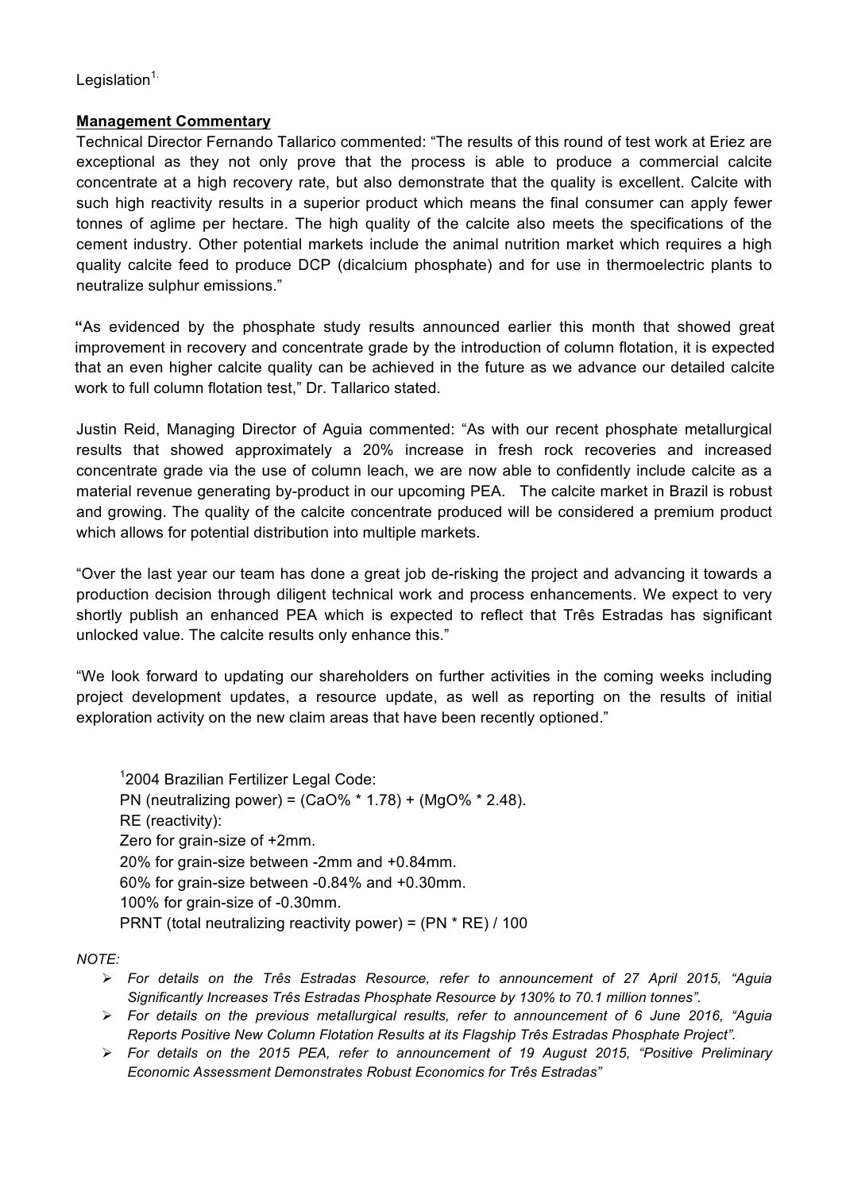Legislation[1].

**Management Commentary**

Technical Director Fernando Tallarico commented: "The results of this round of test work at Eriez are exceptional as they not only prove that the process is able to produce a commercial calcite concentrate at a high recovery rate, but also demonstrate that the quality is excellent. Calcite with such high reactivity results in a superior product which means the final consumer can apply fewer tonnes of aglime per hectare. The high quality of the calcite also meets the specifications of the cement industry. Other potential markets include the animal nutrition market which requires a high quality calcite feed to produce DCP (dicalcium phosphate) and for use in thermoelectric plants to neutralize sulphur emissions."

"As evidenced by the phosphate study results announced earlier this month that showed great improvement in recovery and concentrate grade by the introduction of column flotation, it is expected that an even higher calcite quality can be achieved in the future as we advance our detailed calcite work to full column flotation test," Dr. Tallarico stated.

Justin Reid, Managing Director of Aguia commented: "As with our recent phosphate metallurgical results that showed approximately a 20% increase in fresh rock recoveries and increased concentrate grade via the use of column leach, we are now able to confidently include calcite as a material revenue generating by-product in our upcoming PEA. The calcite market in Brazil is robust and growing. The quality of the calcite concentrate produced will be considered a premium product which allows for potential distribution into multiple markets.

"Over the last year our team has done a great job de-risking the project and advancing it towards a production decision through diligent technical work and process enhancements. We expect to very shortly publish an enhanced PEA which is expected to reflect that Três Estradas has significant unlocked value. The calcite results only enhance this."

"We look forward to updating our shareholders on further activities in the coming weeks including project development updates, a resource update, as well as reporting on the results of initial exploration activity on the new claim areas that have been recently optioned."

[1] 2004 Brazilian Fertilizer Legal Code:
PN (neutralizing power) = (CaO% * 1.78) + (MgO% * 2.48).
RE (reactivity):
Zero for grain-size of +2mm.
20% for grain-size between -2mm and +0.84mm.
60% for grain-size between -0.84% and +0.30mm.
100% for grain-size of -0.30mm.
PRNT (total neutralizing reactivity power) = (PN * RE) / 100

*NOTE:*

- *For details on the Três Estradas Resource, refer to announcement of 27 April 2015, "Aguia Significantly Increases Três Estradas Phosphate Resource by 130% to 70.1 million tonnes".*
- *For details on the previous metallurgical results, refer to announcement of 6 June 2016, "Aguia Reports Positive New Column Flotation Results at its Flagship Três Estradas Phosphate Project".*
- *For details on the 2015 PEA, refer to announcement of 19 August 2015, "Positive Preliminary Economic Assessment Demonstrates Robust Economics for Três Estradas"*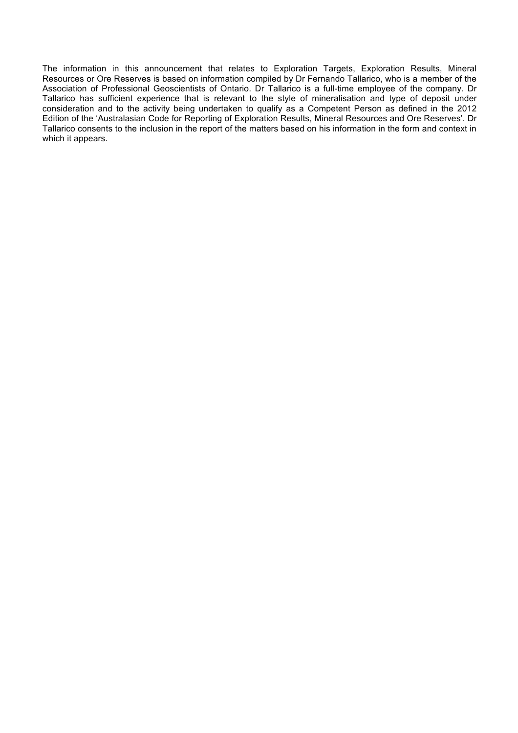The information in this announcement that relates to Exploration Targets, Exploration Results, Mineral Resources or Ore Reserves is based on information compiled by Dr Fernando Tallarico, who is a member of the Association of Professional Geoscientists of Ontario. Dr Tallarico is a full-time employee of the company. Dr Tallarico has sufficient experience that is relevant to the style of mineralisation and type of deposit under consideration and to the activity being undertaken to qualify as a Competent Person as defined in the 2012 Edition of the 'Australasian Code for Reporting of Exploration Results, Mineral Resources and Ore Reserves'. Dr Tallarico consents to the inclusion in the report of the matters based on his information in the form and context in which it appears.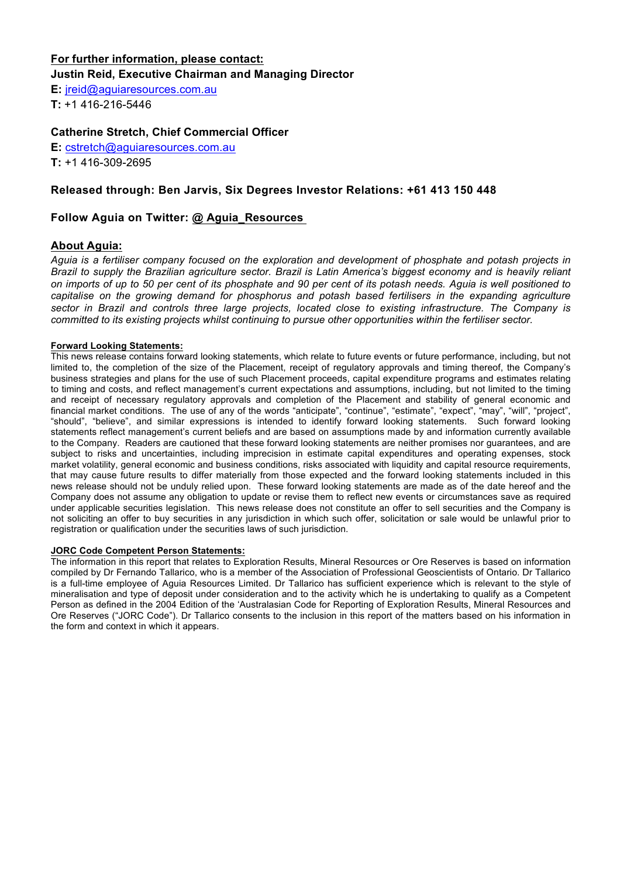**For further information, please contact:**

**Justin Reid, Executive Chairman and Managing Director**

**E:** jreid@aguiaresources.com.au

**T:** +1 416-216-5446

**Catherine Stretch, Chief Commercial Officer**

**E:** cstretch@aguiaresources.com.au

**T:** +1 416-309-2695

**Released through: Ben Jarvis, Six Degrees Investor Relations: +61 413 150 448**

**Follow Aguia on Twitter: @ Aguia_Resources**

## About Aguia:

*Aguia is a fertiliser company focused on the exploration and development of phosphate and potash projects in Brazil to supply the Brazilian agriculture sector. Brazil is Latin America's biggest economy and is heavily reliant on imports of up to 50 per cent of its phosphate and 90 per cent of its potash needs. Aguia is well positioned to capitalise on the growing demand for phosphorus and potash based fertilisers in the expanding agriculture sector in Brazil and controls three large projects, located close to existing infrastructure. The Company is committed to its existing projects whilst continuing to pursue other opportunities within the fertiliser sector.*

### Forward Looking Statements:

This news release contains forward looking statements, which relate to future events or future performance, including, but not limited to, the completion of the size of the Placement, receipt of regulatory approvals and timing thereof, the Company's business strategies and plans for the use of such Placement proceeds, capital expenditure programs and estimates relating to timing and costs, and reflect management's current expectations and assumptions, including, but not limited to the timing and receipt of necessary regulatory approvals and completion of the Placement and stability of general economic and financial market conditions. The use of any of the words "anticipate", "continue", "estimate", "expect", "may", "will", "project", "should", "believe", and similar expressions is intended to identify forward looking statements. Such forward looking statements reflect management's current beliefs and are based on assumptions made by and information currently available to the Company. Readers are cautioned that these forward looking statements are neither promises nor guarantees, and are subject to risks and uncertainties, including imprecision in estimate capital expenditures and operating expenses, stock market volatility, general economic and business conditions, risks associated with liquidity and capital resource requirements, that may cause future results to differ materially from those expected and the forward looking statements included in this news release should not be unduly relied upon. These forward looking statements are made as of the date hereof and the Company does not assume any obligation to update or revise them to reflect new events or circumstances save as required under applicable securities legislation. This news release does not constitute an offer to sell securities and the Company is not soliciting an offer to buy securities in any jurisdiction in which such offer, solicitation or sale would be unlawful prior to registration or qualification under the securities laws of such jurisdiction.

### JORC Code Competent Person Statements:

The information in this report that relates to Exploration Results, Mineral Resources or Ore Reserves is based on information compiled by Dr Fernando Tallarico, who is a member of the Association of Professional Geoscientists of Ontario. Dr Tallarico is a full-time employee of Aguia Resources Limited. Dr Tallarico has sufficient experience which is relevant to the style of mineralisation and type of deposit under consideration and to the activity which he is undertaking to qualify as a Competent Person as defined in the 2004 Edition of the 'Australasian Code for Reporting of Exploration Results, Mineral Resources and Ore Reserves ("JORC Code"). Dr Tallarico consents to the inclusion in this report of the matters based on his information in the form and context in which it appears.